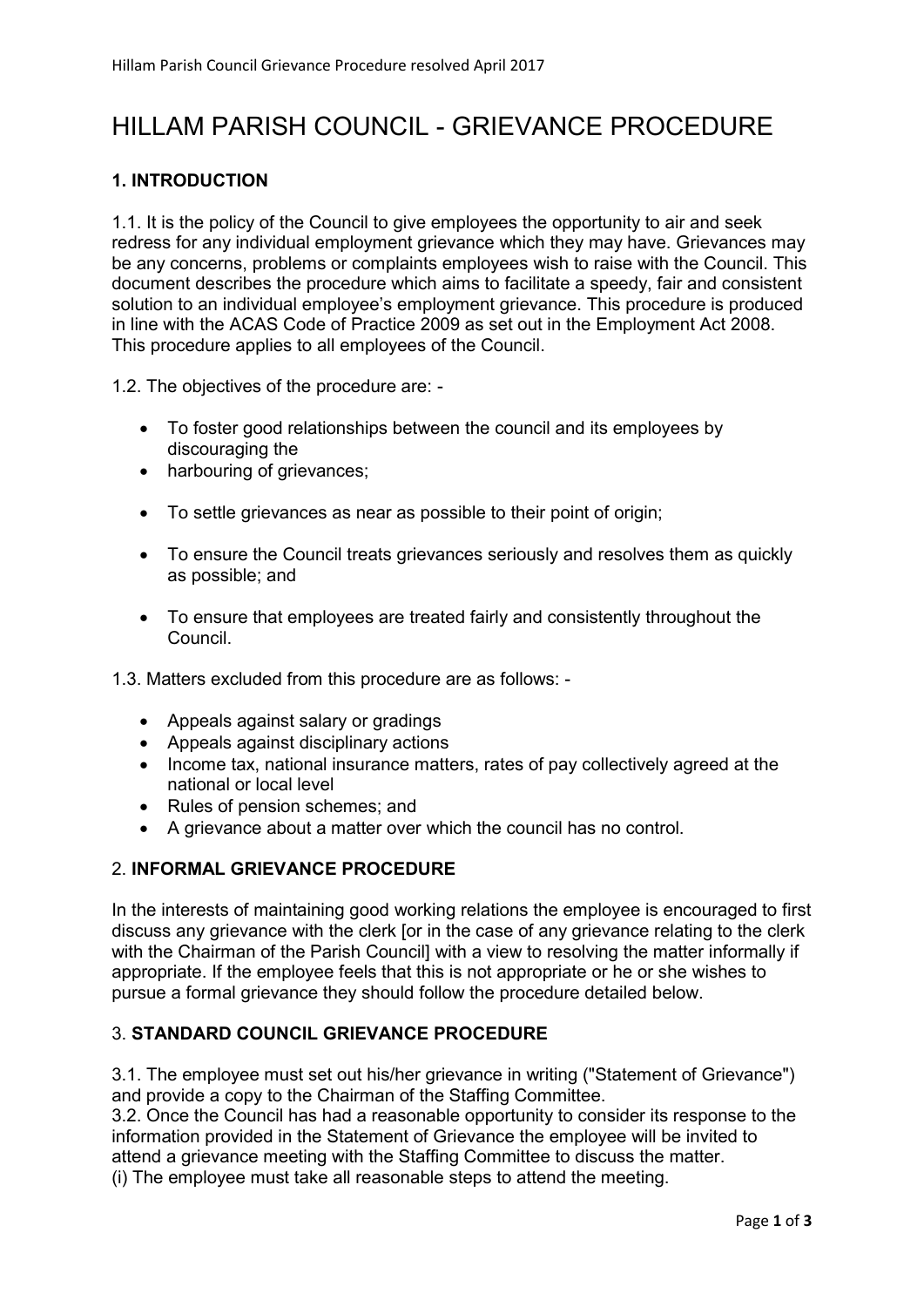# HILLAM PARISH COUNCIL - GRIEVANCE PROCEDURE

## 1. INTRODUCTION

1.1. It is the policy of the Council to give employees the opportunity to air and seek redress for any individual employment grievance which they may have. Grievances may be any concerns, problems or complaints employees wish to raise with the Council. This document describes the procedure which aims to facilitate a speedy, fair and consistent solution to an individual employee's employment grievance. This procedure is produced in line with the ACAS Code of Practice 2009 as set out in the Employment Act 2008. This procedure applies to all employees of the Council.

1.2. The objectives of the procedure are: -

- To foster good relationships between the council and its employees by discouraging the
- harbouring of grievances;
- To settle grievances as near as possible to their point of origin;
- To ensure the Council treats grievances seriously and resolves them as quickly as possible; and
- To ensure that employees are treated fairly and consistently throughout the Council.

1.3. Matters excluded from this procedure are as follows: -

- Appeals against salary or gradings
- Appeals against disciplinary actions
- Income tax, national insurance matters, rates of pay collectively agreed at the national or local level
- Rules of pension schemes; and
- A grievance about a matter over which the council has no control.

## 2. **INFORMAL GRIEVANCE PROCEDURE**

In the interests of maintaining good working relations the employee is encouraged to first discuss any grievance with the clerk [or in the case of any grievance relating to the clerk with the Chairman of the Parish Council] with a view to resolving the matter informally if appropriate. If the employee feels that this is not appropriate or he or she wishes to pursue a formal grievance they should follow the procedure detailed below.

## 3. **STANDARD COUNCIL GRIEVANCE PROCEDURE**

3.1. The employee must set out his/her grievance in writing ("Statement of Grievance") and provide a copy to the Chairman of the Staffing Committee.
3.2. Once the Council has had a reasonable opportunity to consider its response to the information provided in the Statement of Grievance the employee will be invited to attend a grievance meeting with the Staffing Committee to discuss the matter.
(i) The employee must take all reasonable steps to attend the meeting.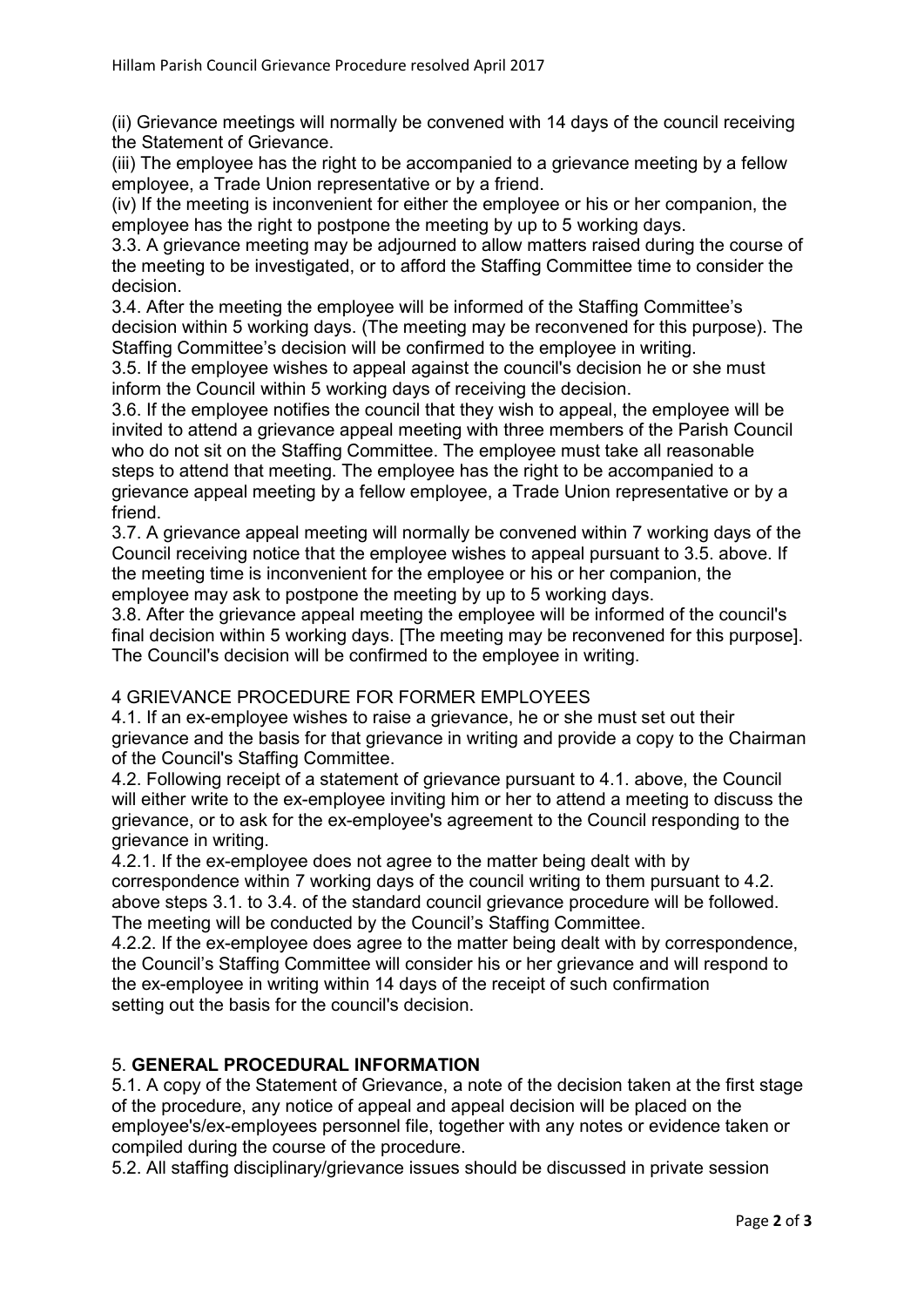(ii) Grievance meetings will normally be convened with 14 days of the council receiving the Statement of Grievance.

(iii) The employee has the right to be accompanied to a grievance meeting by a fellow employee, a Trade Union representative or by a friend.

(iv) If the meeting is inconvenient for either the employee or his or her companion, the employee has the right to postpone the meeting by up to 5 working days.

3.3. A grievance meeting may be adjourned to allow matters raised during the course of the meeting to be investigated, or to afford the Staffing Committee time to consider the decision.

3.4. After the meeting the employee will be informed of the Staffing Committee's decision within 5 working days. (The meeting may be reconvened for this purpose). The Staffing Committee's decision will be confirmed to the employee in writing.

3.5. If the employee wishes to appeal against the council's decision he or she must inform the Council within 5 working days of receiving the decision.

3.6. If the employee notifies the council that they wish to appeal, the employee will be invited to attend a grievance appeal meeting with three members of the Parish Council who do not sit on the Staffing Committee. The employee must take all reasonable steps to attend that meeting. The employee has the right to be accompanied to a grievance appeal meeting by a fellow employee, a Trade Union representative or by a friend.

3.7. A grievance appeal meeting will normally be convened within 7 working days of the Council receiving notice that the employee wishes to appeal pursuant to 3.5. above. If the meeting time is inconvenient for the employee or his or her companion, the employee may ask to postpone the meeting by up to 5 working days.

3.8. After the grievance appeal meeting the employee will be informed of the council's final decision within 5 working days. [The meeting may be reconvened for this purpose]. The Council's decision will be confirmed to the employee in writing.

4 GRIEVANCE PROCEDURE FOR FORMER EMPLOYEES

4.1. If an ex-employee wishes to raise a grievance, he or she must set out their grievance and the basis for that grievance in writing and provide a copy to the Chairman of the Council's Staffing Committee.

4.2. Following receipt of a statement of grievance pursuant to 4.1. above, the Council will either write to the ex-employee inviting him or her to attend a meeting to discuss the grievance, or to ask for the ex-employee's agreement to the Council responding to the grievance in writing.

4.2.1. If the ex-employee does not agree to the matter being dealt with by correspondence within 7 working days of the council writing to them pursuant to 4.2. above steps 3.1. to 3.4. of the standard council grievance procedure will be followed. The meeting will be conducted by the Council's Staffing Committee.

4.2.2. If the ex-employee does agree to the matter being dealt with by correspondence, the Council's Staffing Committee will consider his or her grievance and will respond to the ex-employee in writing within 14 days of the receipt of such confirmation setting out the basis for the council's decision.

## 5. **GENERAL PROCEDURAL INFORMATION**

5.1. A copy of the Statement of Grievance, a note of the decision taken at the first stage of the procedure, any notice of appeal and appeal decision will be placed on the employee's/ex-employees personnel file, together with any notes or evidence taken or compiled during the course of the procedure.

5.2. All staffing disciplinary/grievance issues should be discussed in private session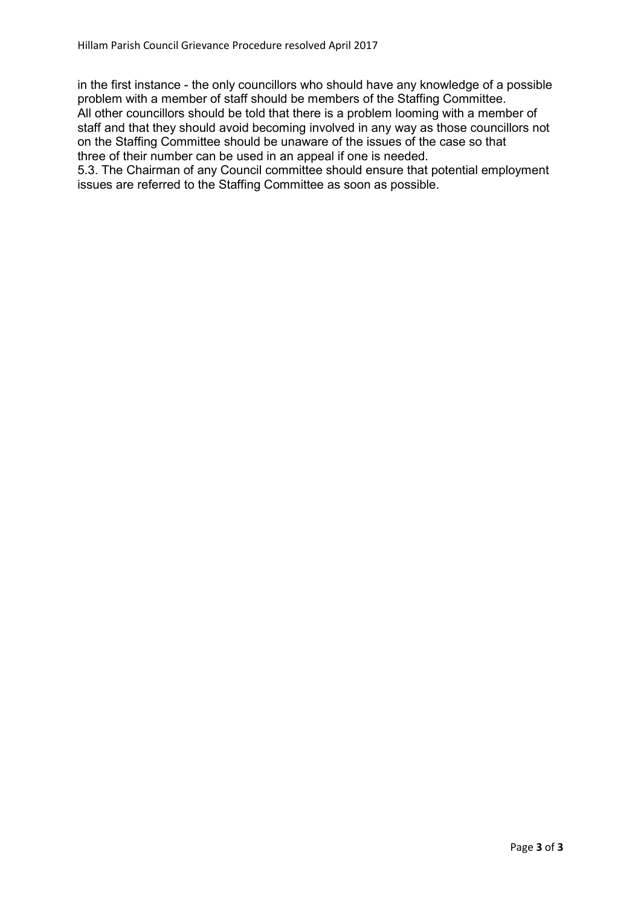in the first instance - the only councillors who should have any knowledge of a possible problem with a member of staff should be members of the Staffing Committee.
All other councillors should be told that there is a problem looming with a member of staff and that they should avoid becoming involved in any way as those councillors not on the Staffing Committee should be unaware of the issues of the case so that three of their number can be used in an appeal if one is needed.
5.3. The Chairman of any Council committee should ensure that potential employment issues are referred to the Staffing Committee as soon as possible.